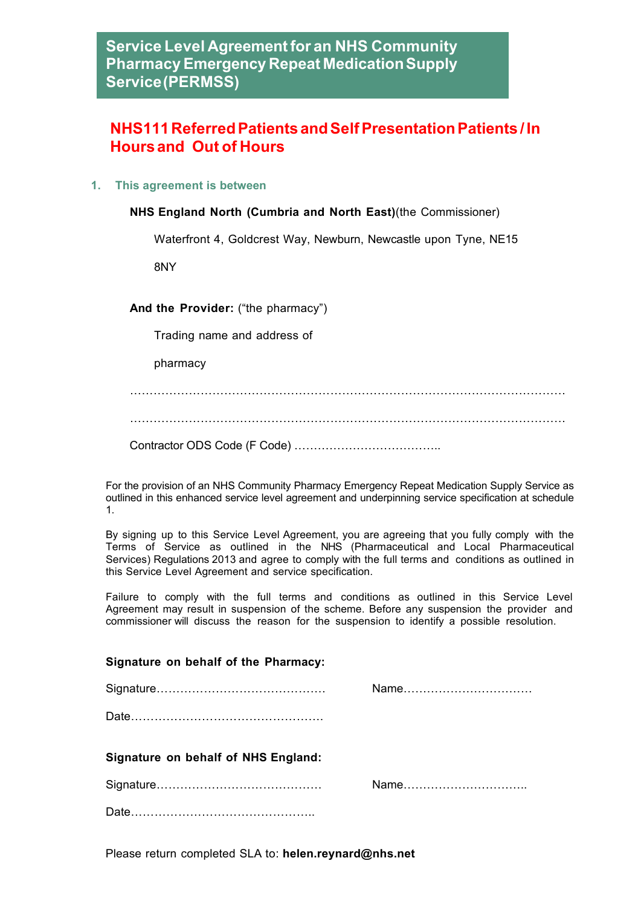# Service Level Agreement for an NHS Community Pharmacy Emergency Repeat Medication Supply Service (PERMSS)

## NHS111 Referred Patients and Self Presentation Patients / In Hours and Out of Hours

### 1. This agreement is between

**NHS England North (Cumbria and North East)**(the Commissioner)

Waterfront 4, Goldcrest Way, Newburn, Newcastle upon Tyne, NE15 8NY

**And the Provider:** ("the pharmacy")

Trading name and address of pharmacy

…………………………………………………………………………………………………

…………………………………………………………………………………………………

Contractor ODS Code (F Code) ………………………………..

For the provision of an NHS Community Pharmacy Emergency Repeat Medication Supply Service as outlined in this enhanced service level agreement and underpinning service specification at schedule 1.

By signing up to this Service Level Agreement, you are agreeing that you fully comply with the Terms of Service as outlined in the NHS (Pharmaceutical and Local Pharmaceutical Services) Regulations 2013 and agree to comply with the full terms and conditions as outlined in this Service Level Agreement and service specification.

Failure to comply with the full terms and conditions as outlined in this Service Level Agreement may result in suspension of the scheme. Before any suspension the provider and commissioner will discuss the reason for the suspension to identify a possible resolution.

**Signature on behalf of the Pharmacy:**

Signature……………………………………  Name……………………………

Date…………………………………………

**Signature on behalf of NHS England:**

Signature……………………………………  Name…………………………..

Date………………………………………..

Please return completed SLA to: **helen.reynard@nhs.net**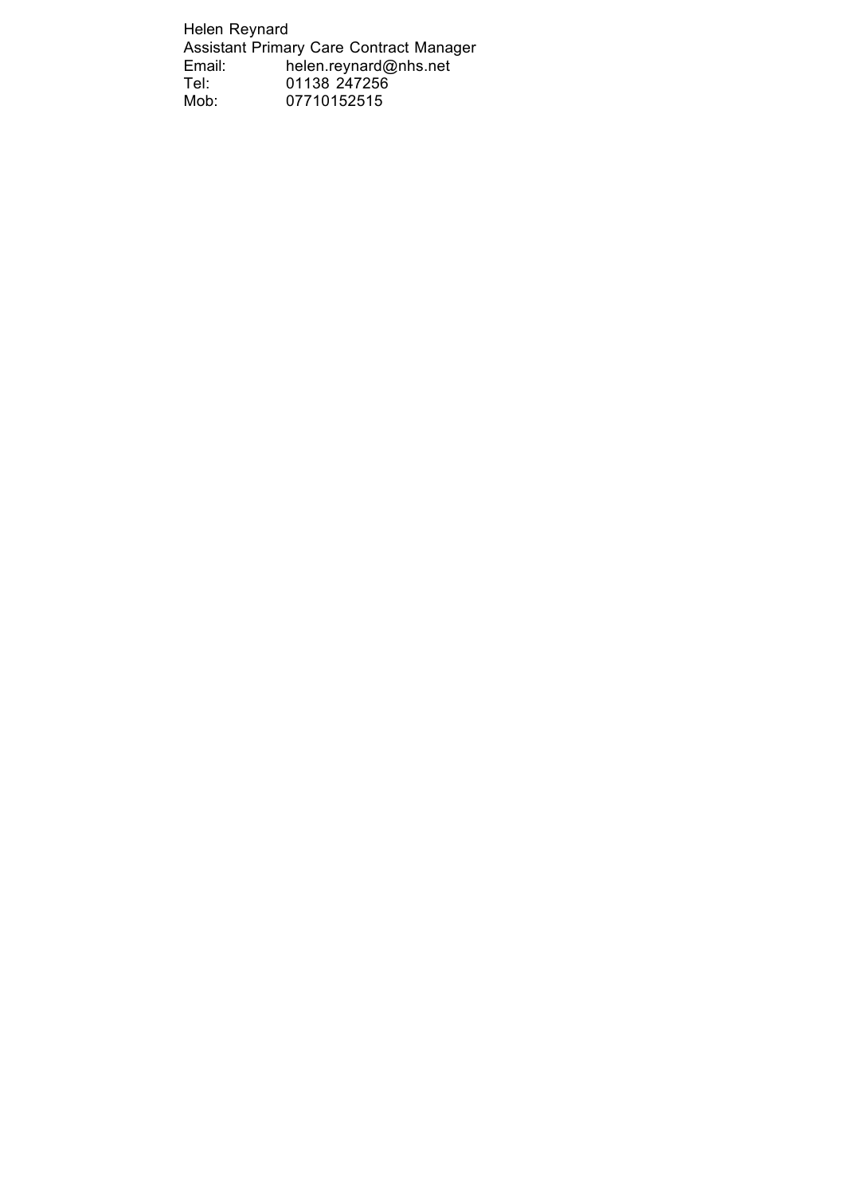Helen Reynard
Assistant Primary Care Contract Manager

Email: helen.reynard@nhs.net
Tel: 01138 247256
Mob: 07710152515